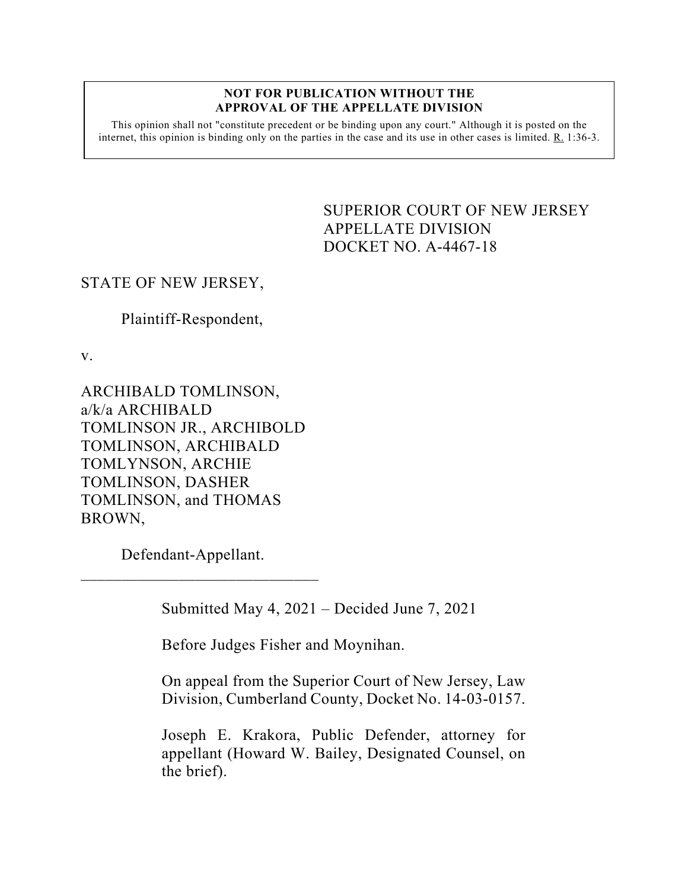**NOT FOR PUBLICATION WITHOUT THE APPROVAL OF THE APPELLATE DIVISION**

This opinion shall not "constitute precedent or be binding upon any court." Although it is posted on the internet, this opinion is binding only on the parties in the case and its use in other cases is limited. R. 1:36-3.

SUPERIOR COURT OF NEW JERSEY
APPELLATE DIVISION
DOCKET NO. A-4467-18

STATE OF NEW JERSEY,

Plaintiff-Respondent,

v.

ARCHIBALD TOMLINSON, a/k/a ARCHIBALD TOMLINSON JR., ARCHIBOLD TOMLINSON, ARCHIBALD TOMLYNSON, ARCHIE TOMLINSON, DASHER TOMLINSON, and THOMAS BROWN,

Defendant-Appellant.

______________________________

Submitted May 4, 2021 – Decided June 7, 2021

Before Judges Fisher and Moynihan.

On appeal from the Superior Court of New Jersey, Law Division, Cumberland County, Docket No. 14-03-0157.

Joseph E. Krakora, Public Defender, attorney for appellant (Howard W. Bailey, Designated Counsel, on the brief).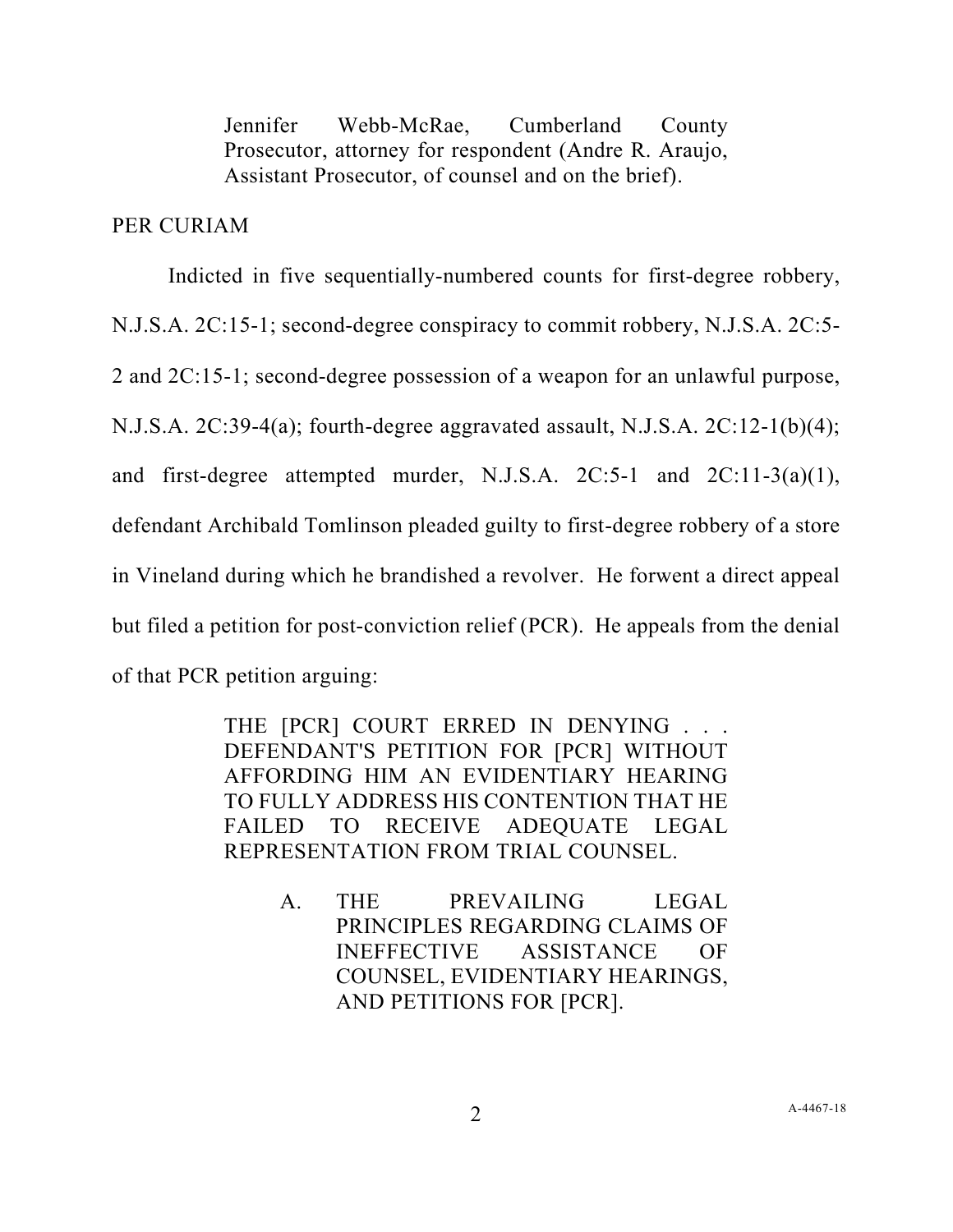Jennifer Webb-McRae, Cumberland County Prosecutor, attorney for respondent (Andre R. Araujo, Assistant Prosecutor, of counsel and on the brief).

PER CURIAM

Indicted in five sequentially-numbered counts for first-degree robbery, N.J.S.A. 2C:15-1; second-degree conspiracy to commit robbery, N.J.S.A. 2C:5-2 and 2C:15-1; second-degree possession of a weapon for an unlawful purpose, N.J.S.A. 2C:39-4(a); fourth-degree aggravated assault, N.J.S.A. 2C:12-1(b)(4); and first-degree attempted murder, N.J.S.A. 2C:5-1 and 2C:11-3(a)(1), defendant Archibald Tomlinson pleaded guilty to first-degree robbery of a store in Vineland during which he brandished a revolver. He forwent a direct appeal but filed a petition for post-conviction relief (PCR). He appeals from the denial of that PCR petition arguing:

> THE [PCR] COURT ERRED IN DENYING . . . DEFENDANT'S PETITION FOR [PCR] WITHOUT AFFORDING HIM AN EVIDENTIARY HEARING TO FULLY ADDRESS HIS CONTENTION THAT HE FAILED TO RECEIVE ADEQUATE LEGAL REPRESENTATION FROM TRIAL COUNSEL.
>
> A. THE PREVAILING LEGAL PRINCIPLES REGARDING CLAIMS OF INEFFECTIVE ASSISTANCE OF COUNSEL, EVIDENTIARY HEARINGS, AND PETITIONS FOR [PCR].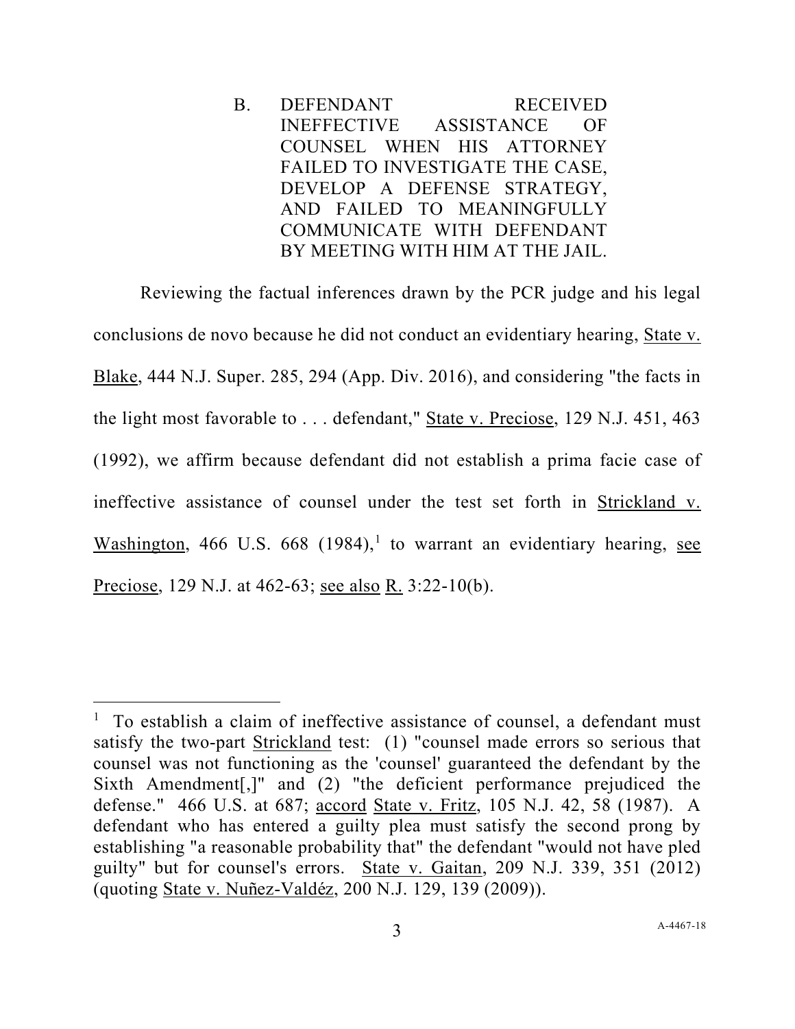### B. DEFENDANT RECEIVED INEFFECTIVE ASSISTANCE OF COUNSEL WHEN HIS ATTORNEY FAILED TO INVESTIGATE THE CASE, DEVELOP A DEFENSE STRATEGY, AND FAILED TO MEANINGFULLY COMMUNICATE WITH DEFENDANT BY MEETING WITH HIM AT THE JAIL.

Reviewing the factual inferences drawn by the PCR judge and his legal conclusions de novo because he did not conduct an evidentiary hearing, State v. Blake, 444 N.J. Super. 285, 294 (App. Div. 2016), and considering "the facts in the light most favorable to . . . defendant," State v. Preciose, 129 N.J. 451, 463 (1992), we affirm because defendant did not establish a prima facie case of ineffective assistance of counsel under the test set forth in Strickland v. Washington, 466 U.S. 668 (1984),[1] to warrant an evidentiary hearing, see Preciose, 129 N.J. at 462-63; see also R. 3:22-10(b).

---

[1] To establish a claim of ineffective assistance of counsel, a defendant must satisfy the two-part Strickland test: (1) "counsel made errors so serious that counsel was not functioning as the 'counsel' guaranteed the defendant by the Sixth Amendment[,]" and (2) "the deficient performance prejudiced the defense." 466 U.S. at 687; accord State v. Fritz, 105 N.J. 42, 58 (1987). A defendant who has entered a guilty plea must satisfy the second prong by establishing "a reasonable probability that" the defendant "would not have pled guilty" but for counsel's errors. State v. Gaitan, 209 N.J. 339, 351 (2012) (quoting State v. Nuñez-Valdéz, 200 N.J. 129, 139 (2009)).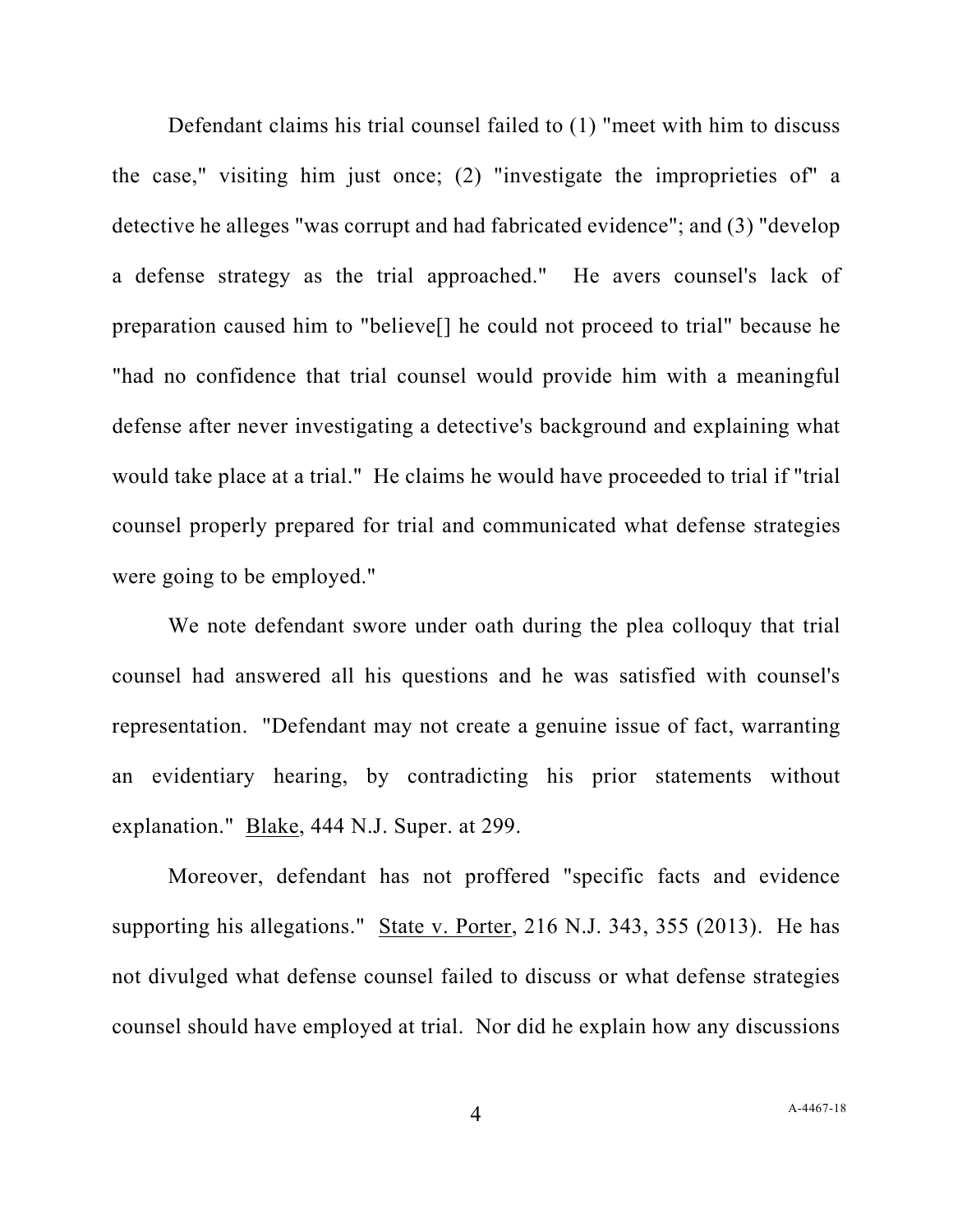Defendant claims his trial counsel failed to (1) "meet with him to discuss the case," visiting him just once; (2) "investigate the improprieties of" a detective he alleges "was corrupt and had fabricated evidence"; and (3) "develop a defense strategy as the trial approached." He avers counsel's lack of preparation caused him to "believe[] he could not proceed to trial" because he "had no confidence that trial counsel would provide him with a meaningful defense after never investigating a detective's background and explaining what would take place at a trial." He claims he would have proceeded to trial if "trial counsel properly prepared for trial and communicated what defense strategies were going to be employed."

We note defendant swore under oath during the plea colloquy that trial counsel had answered all his questions and he was satisfied with counsel's representation. "Defendant may not create a genuine issue of fact, warranting an evidentiary hearing, by contradicting his prior statements without explanation." Blake, 444 N.J. Super. at 299.

Moreover, defendant has not proffered "specific facts and evidence supporting his allegations." State v. Porter, 216 N.J. 343, 355 (2013). He has not divulged what defense counsel failed to discuss or what defense strategies counsel should have employed at trial. Nor did he explain how any discussions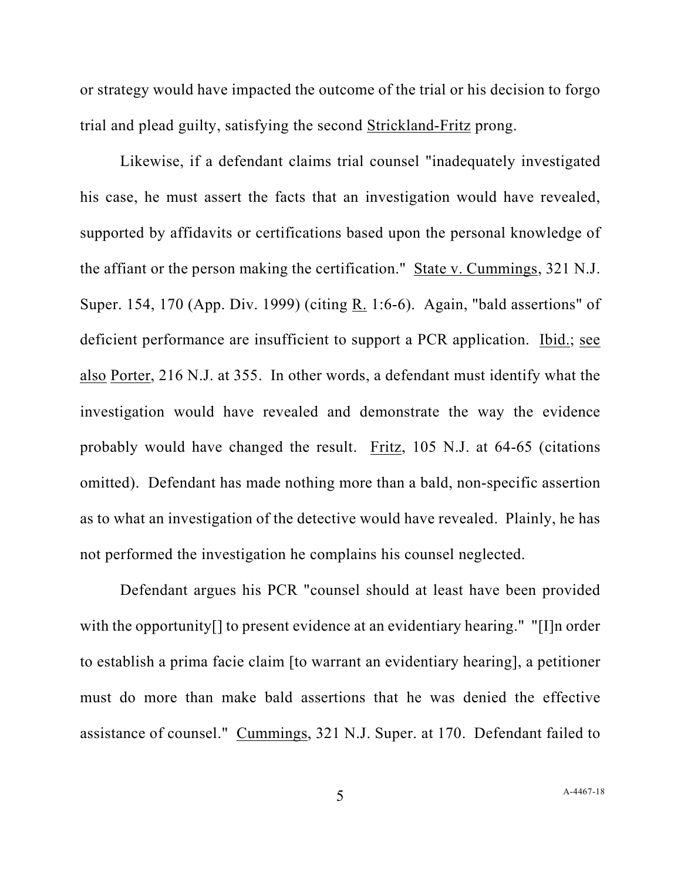or strategy would have impacted the outcome of the trial or his decision to forgo trial and plead guilty, satisfying the second Strickland-Fritz prong.

Likewise, if a defendant claims trial counsel "inadequately investigated his case, he must assert the facts that an investigation would have revealed, supported by affidavits or certifications based upon the personal knowledge of the affiant or the person making the certification." State v. Cummings, 321 N.J. Super. 154, 170 (App. Div. 1999) (citing R. 1:6-6). Again, "bald assertions" of deficient performance are insufficient to support a PCR application. Ibid.; see also Porter, 216 N.J. at 355. In other words, a defendant must identify what the investigation would have revealed and demonstrate the way the evidence probably would have changed the result. Fritz, 105 N.J. at 64-65 (citations omitted). Defendant has made nothing more than a bald, non-specific assertion as to what an investigation of the detective would have revealed. Plainly, he has not performed the investigation he complains his counsel neglected.

Defendant argues his PCR "counsel should at least have been provided with the opportunity[] to present evidence at an evidentiary hearing." "[I]n order to establish a prima facie claim [to warrant an evidentiary hearing], a petitioner must do more than make bald assertions that he was denied the effective assistance of counsel." Cummings, 321 N.J. Super. at 170. Defendant failed to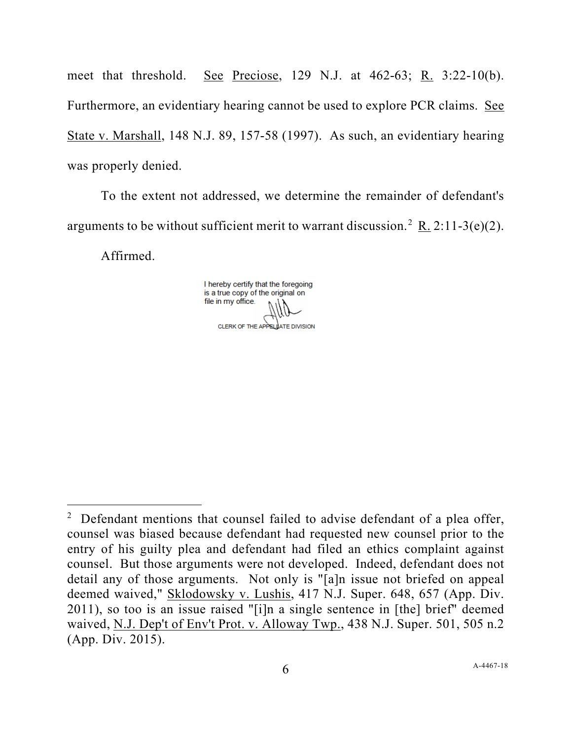meet that threshold. See Preciose, 129 N.J. at 462-63; R. 3:22-10(b). Furthermore, an evidentiary hearing cannot be used to explore PCR claims. See State v. Marshall, 148 N.J. 89, 157-58 (1997). As such, an evidentiary hearing was properly denied.

To the extent not addressed, we determine the remainder of defendant's arguments to be without sufficient merit to warrant discussion.[2] R. 2:11-3(e)(2).

Affirmed.

I hereby certify that the foregoing is a true copy of the original on file in my office.

CLERK OF THE APPELLATE DIVISION

---

[2] Defendant mentions that counsel failed to advise defendant of a plea offer, counsel was biased because defendant had requested new counsel prior to the entry of his guilty plea and defendant had filed an ethics complaint against counsel. But those arguments were not developed. Indeed, defendant does not detail any of those arguments. Not only is "[a]n issue not briefed on appeal deemed waived," Sklodowsky v. Lushis, 417 N.J. Super. 648, 657 (App. Div. 2011), so too is an issue raised "[i]n a single sentence in [the] brief" deemed waived, N.J. Dep't of Env't Prot. v. Alloway Twp., 438 N.J. Super. 501, 505 n.2 (App. Div. 2015).